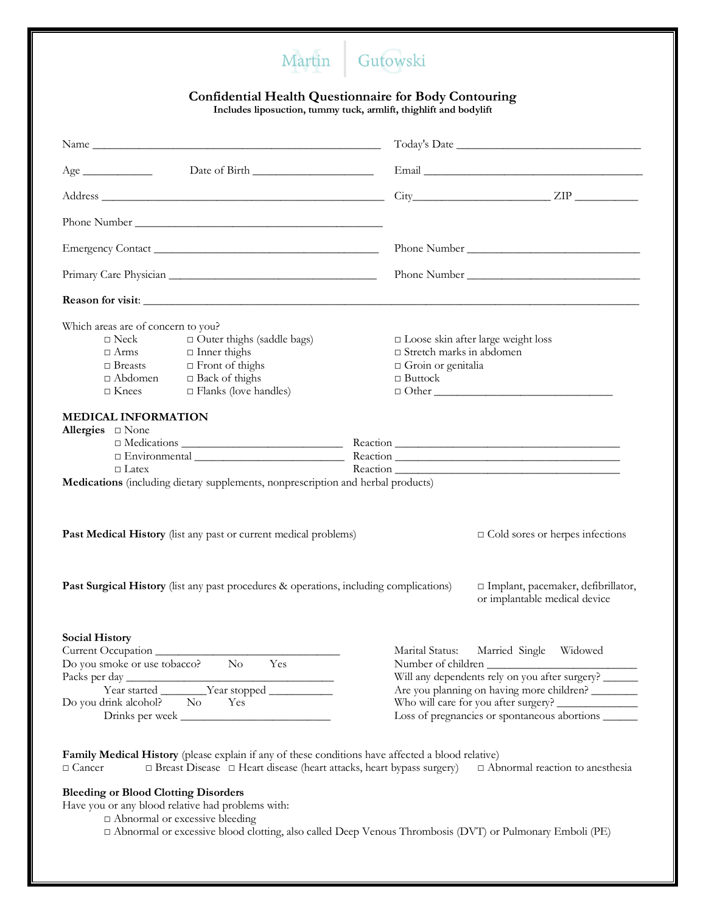Martin | Gutowski

# Confidential Health Questionnaire for Body Contouring

**Includes liposuction, tummy tuck, armlift, thighlift and bodylift**

Name ______________________________________________ Today's Date ______________________________

Age ___________ Date of Birth ____________________ Email ______________________________________

Address ______________________________________________ City______________________ ZIP __________

Phone Number ________________________________________

Emergency Contact ____________________________________ Phone Number ____________________________

Primary Care Physician ________________________________ Phone Number ____________________________

**Reason for visit**: ______________________________________________________________________________

Which areas are of concern to you?

- □ Neck
- □ Arms
- □ Breasts
- □ Abdomen
- □ Knees
- □ Outer thighs (saddle bags)
- □ Inner thighs
- □ Front of thighs
- □ Back of thighs
- □ Flanks (love handles)
- □ Loose skin after large weight loss
- □ Stretch marks in abdomen
- □ Groin or genitalia
- □ Buttock
- □ Other ______________________________

## MEDICAL INFORMATION

**Allergies** □ None

- □ Medications _________________________ Reaction ____________________________________
- □ Environmental _______________________ Reaction ____________________________________
- □ Latex Reaction ____________________________________

**Medications** (including dietary supplements, nonprescription and herbal products)

**Past Medical History** (list any past or current medical problems)

□ Cold sores or herpes infections

**Past Surgical History** (list any past procedures & operations, including complications)

□ Implant, pacemaker, defibrillator, or implantable medical device

**Social History**

Current Occupation ________________________________

Do you smoke or use tobacco? No Yes

Packs per day ____________________________________

Year started ________Year stopped ___________

Do you drink alcohol? No Yes

Drinks per week __________________________

Marital Status: Married Single Widowed

Number of children __________________________

Will any dependents rely on you after surgery? ______

Are you planning on having more children? ________

Who will care for you after surgery? ______________

Loss of pregnancies or spontaneous abortions ______

**Family Medical History** (please explain if any of these conditions have affected a blood relative)

□ Cancer □ Breast Disease □ Heart disease (heart attacks, heart bypass surgery) □ Abnormal reaction to anesthesia

**Bleeding or Blood Clotting Disorders**

Have you or any blood relative had problems with:

- □ Abnormal or excessive bleeding
- □ Abnormal or excessive blood clotting, also called Deep Venous Thrombosis (DVT) or Pulmonary Emboli (PE)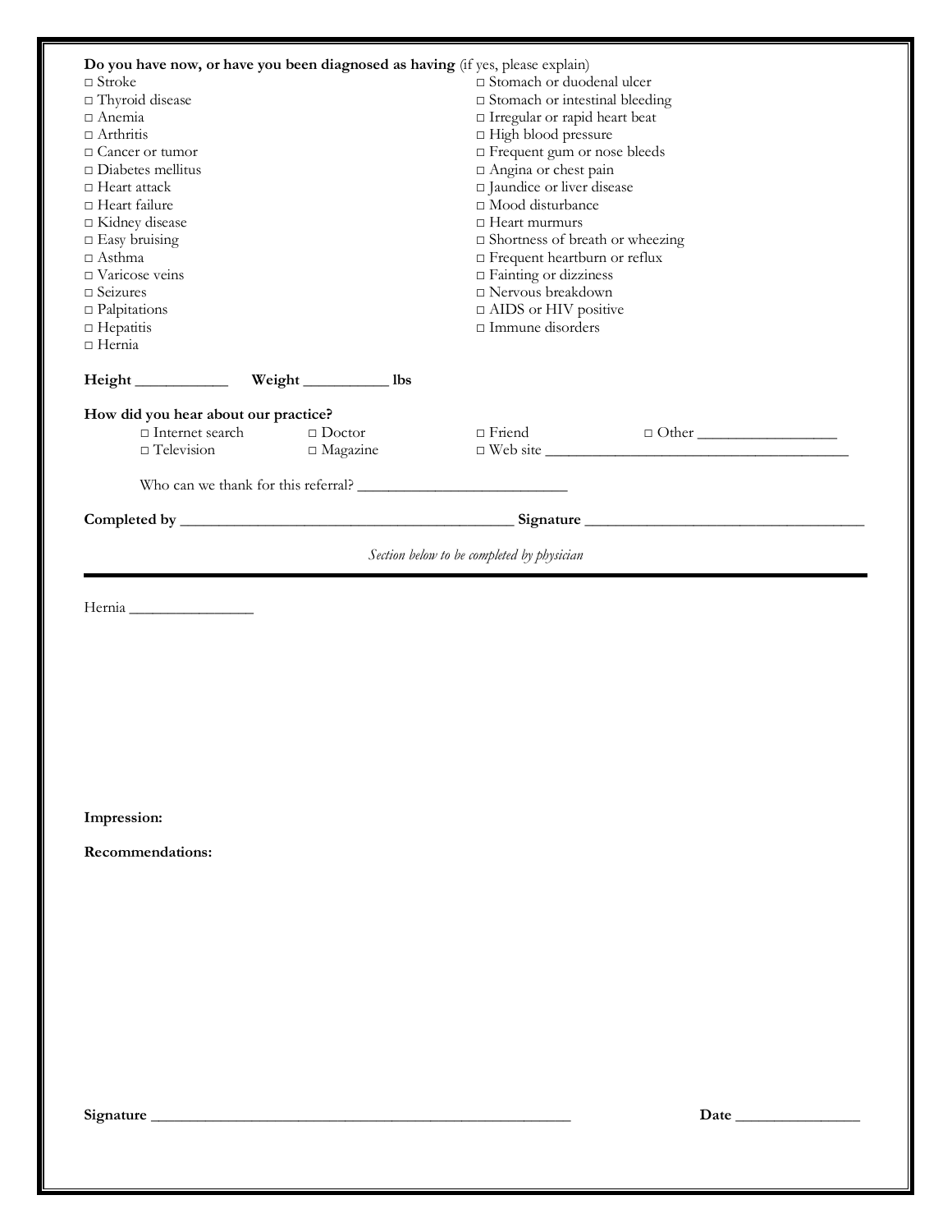**Do you have now, or have you been diagnosed as having** (if yes, please explain)

- □ Stroke
- □ Thyroid disease
- □ Anemia
- □ Arthritis
- □ Cancer or tumor
- □ Diabetes mellitus
- □ Heart attack
- □ Heart failure
- □ Kidney disease
- □ Easy bruising
- □ Asthma
- □ Varicose veins
- □ Seizures
- □ Palpitations
- □ Hepatitis
- □ Hernia
- □ Stomach or duodenal ulcer
- □ Stomach or intestinal bleeding
- □ Irregular or rapid heart beat
- □ High blood pressure
- □ Frequent gum or nose bleeds
- □ Angina or chest pain
- □ Jaundice or liver disease
- □ Mood disturbance
- □ Heart murmurs
- □ Shortness of breath or wheezing
- □ Frequent heartburn or reflux
- □ Fainting or dizziness
- □ Nervous breakdown
- □ AIDS or HIV positive
- □ Immune disorders

**Height** ____________ **Weight** ___________ **lbs**

**How did you hear about our practice?**

□ Internet search □ Doctor □ Friend □ Other __________________

□ Television □ Magazine □ Web site ________________________________________

Who can we thank for this referral? ___________________________

**Completed by** ____________________________________________ **Signature** ____________________________________

*Section below to be completed by physician*

---

Hernia ________________

**Impression:**

**Recommendations:**

**Signature** ________________________________________________________ **Date** ________________